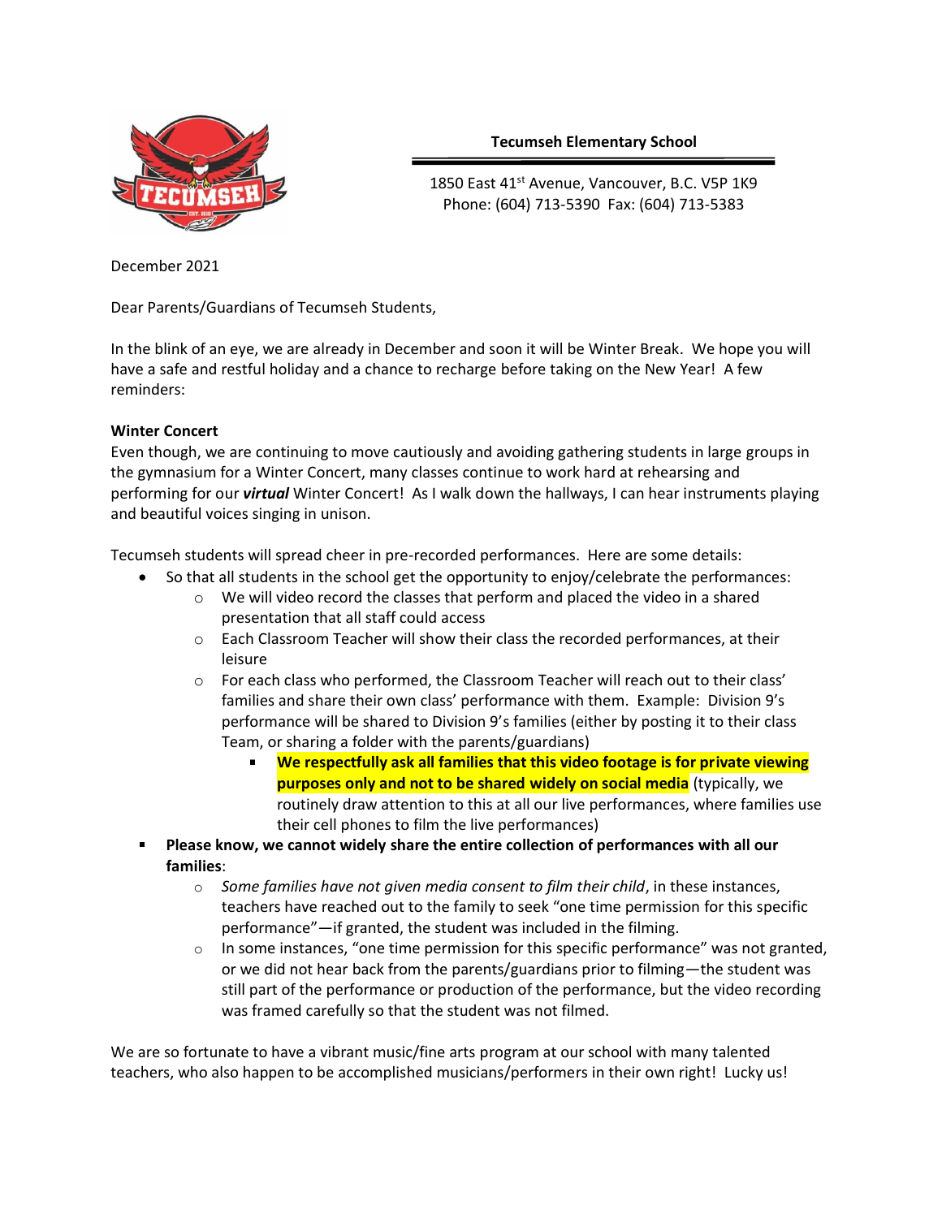**Tecumseh Elementary School**

1850 East 41st Avenue, Vancouver, B.C. V5P 1K9
Phone: (604) 713-5390 Fax: (604) 713-5383

December 2021

Dear Parents/Guardians of Tecumseh Students,

In the blink of an eye, we are already in December and soon it will be Winter Break. We hope you will have a safe and restful holiday and a chance to recharge before taking on the New Year! A few reminders:

**Winter Concert**

Even though, we are continuing to move cautiously and avoiding gathering students in large groups in the gymnasium for a Winter Concert, many classes continue to work hard at rehearsing and performing for our ***virtual*** Winter Concert! As I walk down the hallways, I can hear instruments playing and beautiful voices singing in unison.

Tecumseh students will spread cheer in pre-recorded performances. Here are some details:

- So that all students in the school get the opportunity to enjoy/celebrate the performances:
  - We will video record the classes that perform and placed the video in a shared presentation that all staff could access
  - Each Classroom Teacher will show their class the recorded performances, at their leisure
  - For each class who performed, the Classroom Teacher will reach out to their class' families and share their own class' performance with them. Example: Division 9's performance will be shared to Division 9's families (either by posting it to their class Team, or sharing a folder with the parents/guardians)
    - **We respectfully ask all families that this video footage is for private viewing purposes only and not to be shared widely on social media** (typically, we routinely draw attention to this at all our live performances, where families use their cell phones to film the live performances)
- **Please know, we cannot widely share the entire collection of performances with all our families**:
  - *Some families have not given media consent to film their child*, in these instances, teachers have reached out to the family to seek "one time permission for this specific performance"—if granted, the student was included in the filming.
  - In some instances, "one time permission for this specific performance" was not granted, or we did not hear back from the parents/guardians prior to filming—the student was still part of the performance or production of the performance, but the video recording was framed carefully so that the student was not filmed.

We are so fortunate to have a vibrant music/fine arts program at our school with many talented teachers, who also happen to be accomplished musicians/performers in their own right! Lucky us!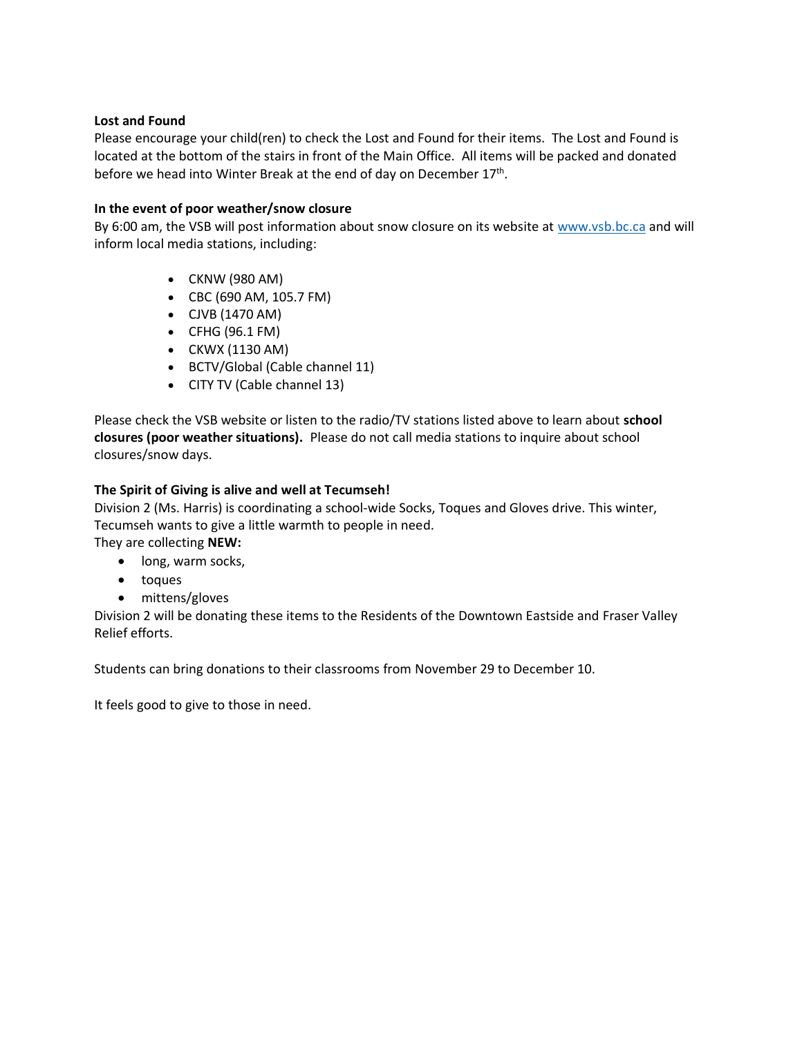**Lost and Found**

Please encourage your child(ren) to check the Lost and Found for their items. The Lost and Found is located at the bottom of the stairs in front of the Main Office. All items will be packed and donated before we head into Winter Break at the end of day on December 17th.

**In the event of poor weather/snow closure**

By 6:00 am, the VSB will post information about snow closure on its website at [www.vsb.bc.ca](http://www.vsb.bc.ca) and will inform local media stations, including:

- CKNW (980 AM)
- CBC (690 AM, 105.7 FM)
- CJVB (1470 AM)
- CFHG (96.1 FM)
- CKWX (1130 AM)
- BCTV/Global (Cable channel 11)
- CITY TV (Cable channel 13)

Please check the VSB website or listen to the radio/TV stations listed above to learn about **school closures (poor weather situations).** Please do not call media stations to inquire about school closures/snow days.

**The Spirit of Giving is alive and well at Tecumseh!**

Division 2 (Ms. Harris) is coordinating a school-wide Socks, Toques and Gloves drive. This winter, Tecumseh wants to give a little warmth to people in need.
They are collecting **NEW:**

- long, warm socks,
- toques
- mittens/gloves

Division 2 will be donating these items to the Residents of the Downtown Eastside and Fraser Valley Relief efforts.

Students can bring donations to their classrooms from November 29 to December 10.

It feels good to give to those in need.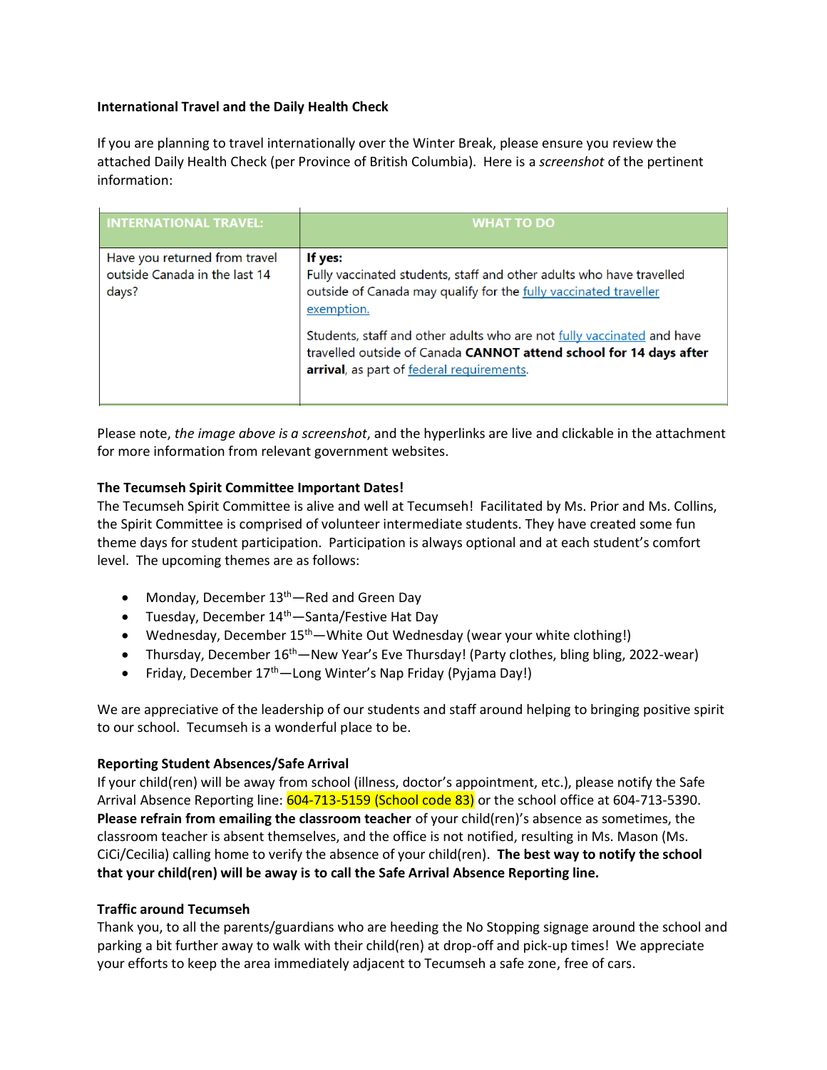**International Travel and the Daily Health Check**

If you are planning to travel internationally over the Winter Break, please ensure you review the attached Daily Health Check (per Province of British Columbia). Here is a *screenshot* of the pertinent information:

| INTERNATIONAL TRAVEL: | WHAT TO DO |
|---|---|
| Have you returned from travel outside Canada in the last 14 days? | **If yes:** Fully vaccinated students, staff and other adults who have travelled outside of Canada may qualify for the fully vaccinated traveller exemption. Students, staff and other adults who are not fully vaccinated and have travelled outside of Canada **CANNOT attend school for 14 days after arrival**, as part of federal requirements. |

Please note, *the image above is a screenshot*, and the hyperlinks are live and clickable in the attachment for more information from relevant government websites.

**The Tecumseh Spirit Committee Important Dates!**

The Tecumseh Spirit Committee is alive and well at Tecumseh! Facilitated by Ms. Prior and Ms. Collins, the Spirit Committee is comprised of volunteer intermediate students. They have created some fun theme days for student participation. Participation is always optional and at each student's comfort level. The upcoming themes are as follows:

- Monday, December 13th—Red and Green Day
- Tuesday, December 14th—Santa/Festive Hat Day
- Wednesday, December 15th—White Out Wednesday (wear your white clothing!)
- Thursday, December 16th—New Year's Eve Thursday! (Party clothes, bling bling, 2022-wear)
- Friday, December 17th—Long Winter's Nap Friday (Pyjama Day!)

We are appreciative of the leadership of our students and staff around helping to bringing positive spirit to our school. Tecumseh is a wonderful place to be.

**Reporting Student Absences/Safe Arrival**

If your child(ren) will be away from school (illness, doctor's appointment, etc.), please notify the Safe Arrival Absence Reporting line: 604-713-5159 (School code 83) or the school office at 604-713-5390. **Please refrain from emailing the classroom teacher** of your child(ren)'s absence as sometimes, the classroom teacher is absent themselves, and the office is not notified, resulting in Ms. Mason (Ms. CiCi/Cecilia) calling home to verify the absence of your child(ren). **The best way to notify the school that your child(ren) will be away is to call the Safe Arrival Absence Reporting line.**

**Traffic around Tecumseh**

Thank you, to all the parents/guardians who are heeding the No Stopping signage around the school and parking a bit further away to walk with their child(ren) at drop-off and pick-up times! We appreciate your efforts to keep the area immediately adjacent to Tecumseh a safe zone, free of cars.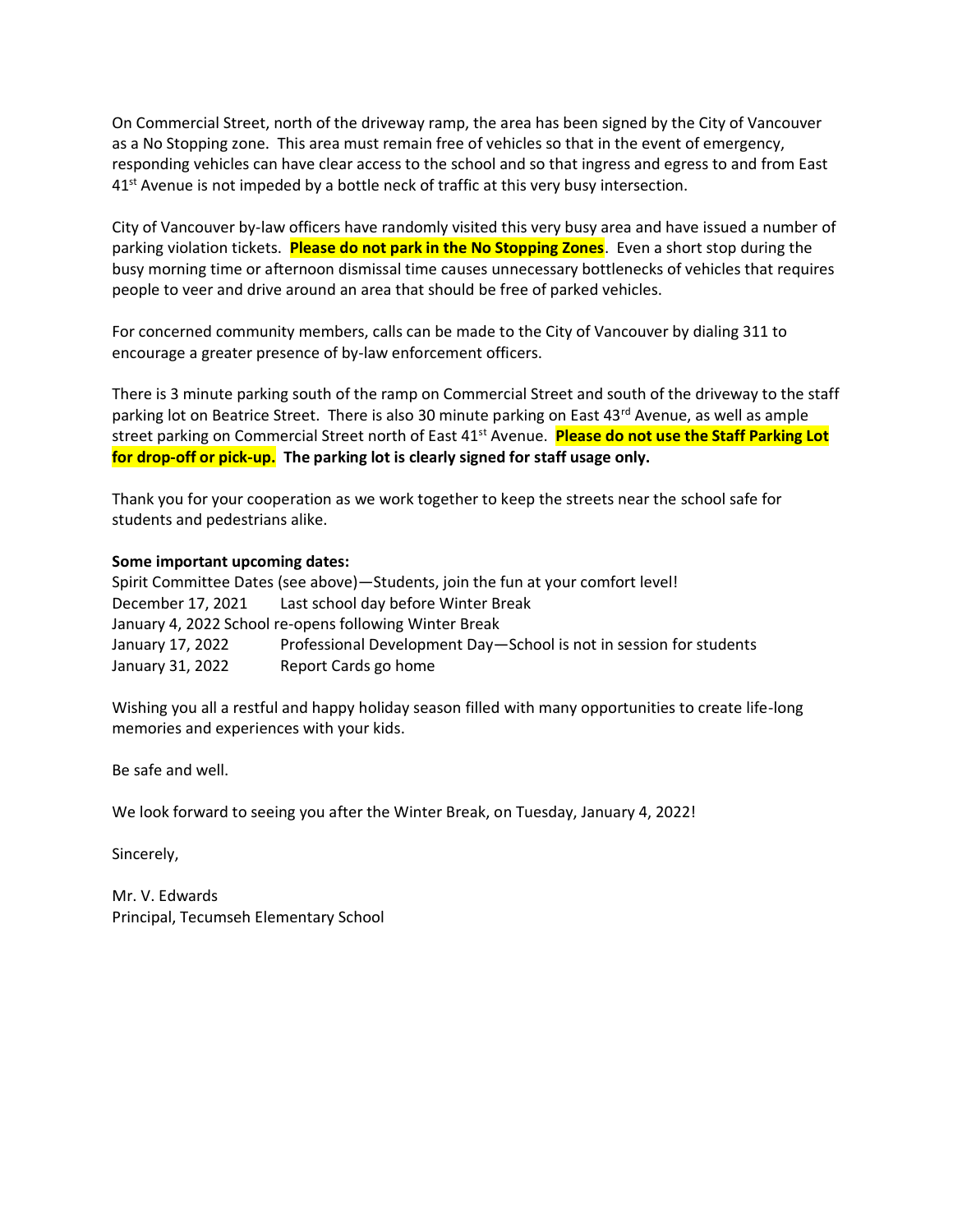On Commercial Street, north of the driveway ramp, the area has been signed by the City of Vancouver as a No Stopping zone. This area must remain free of vehicles so that in the event of emergency, responding vehicles can have clear access to the school and so that ingress and egress to and from East 41st Avenue is not impeded by a bottle neck of traffic at this very busy intersection.

City of Vancouver by-law officers have randomly visited this very busy area and have issued a number of parking violation tickets. **Please do not park in the No Stopping Zones**. Even a short stop during the busy morning time or afternoon dismissal time causes unnecessary bottlenecks of vehicles that requires people to veer and drive around an area that should be free of parked vehicles.

For concerned community members, calls can be made to the City of Vancouver by dialing 311 to encourage a greater presence of by-law enforcement officers.

There is 3 minute parking south of the ramp on Commercial Street and south of the driveway to the staff parking lot on Beatrice Street. There is also 30 minute parking on East 43rd Avenue, as well as ample street parking on Commercial Street north of East 41st Avenue. **Please do not use the Staff Parking Lot for drop-off or pick-up. The parking lot is clearly signed for staff usage only.**

Thank you for your cooperation as we work together to keep the streets near the school safe for students and pedestrians alike.

**Some important upcoming dates:**

Spirit Committee Dates (see above)—Students, join the fun at your comfort level!
December 17, 2021 Last school day before Winter Break
January 4, 2022 School re-opens following Winter Break
January 17, 2022 Professional Development Day—School is not in session for students
January 31, 2022 Report Cards go home

Wishing you all a restful and happy holiday season filled with many opportunities to create life-long memories and experiences with your kids.

Be safe and well.

We look forward to seeing you after the Winter Break, on Tuesday, January 4, 2022!

Sincerely,

Mr. V. Edwards
Principal, Tecumseh Elementary School